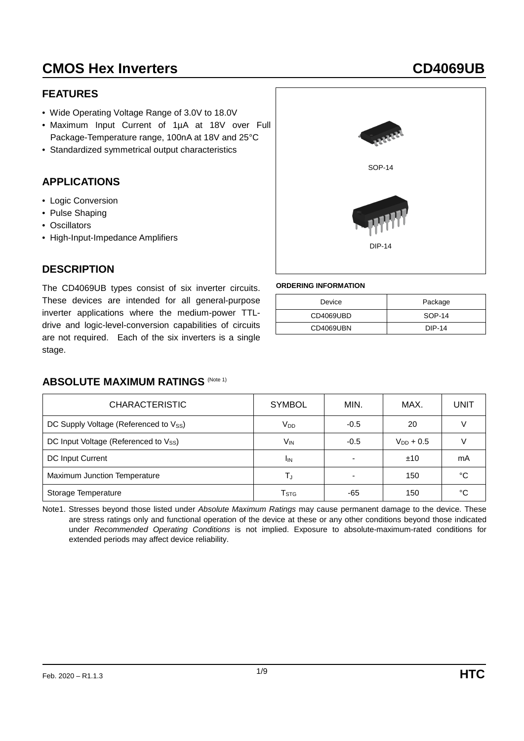# CMOS Hex Inverters

# CD4069UB

## FEATURES

- Wide Operating Voltage Range of 3.0V to 18.0V
- Maximum Input Current of 1μA at 18V over Full Package-Temperature range, 100nA at 18V and 25°C
- Standardized symmetrical output characteristics

## APPLICATIONS

- Logic Conversion
- Pulse Shaping
- Oscillators
- High-Input-Impedance Amplifiers

## DESCRIPTION

The CD4069UB types consist of six inverter circuits. These devices are intended for all general-purpose inverter applications where the medium-power TTL-drive and logic-level-conversion capabilities of circuits are not required. Each of the six inverters is a single stage.

SOP-14

DIP-14

**ORDERING INFORMATION**

| Device | Package |
|---|---|
| CD4069UBD | SOP-14 |
| CD4069UBN | DIP-14 |

## ABSOLUTE MAXIMUM RATINGS (Note 1)

| CHARACTERISTIC | SYMBOL | MIN. | MAX. | UNIT |
|---|---|---|---|---|
| DC Supply Voltage (Referenced to $V_{SS}$) | $V_{DD}$ | -0.5 | 20 | V |
| DC Input Voltage (Referenced to $V_{SS}$) | $V_{IN}$ | -0.5 | $V_{DD}$ + 0.5 | V |
| DC Input Current | $I_{IN}$ | - | ±10 | mA |
| Maximum Junction Temperature | $T_J$ | - | 150 | °C |
| Storage Temperature | $T_{STG}$ | -65 | 150 | °C |

Note1. Stresses beyond those listed under *Absolute Maximum Ratings* may cause permanent damage to the device. These are stress ratings only and functional operation of the device at these or any other conditions beyond those indicated under *Recommended Operating Conditions* is not implied. Exposure to absolute-maximum-rated conditions for extended periods may affect device reliability.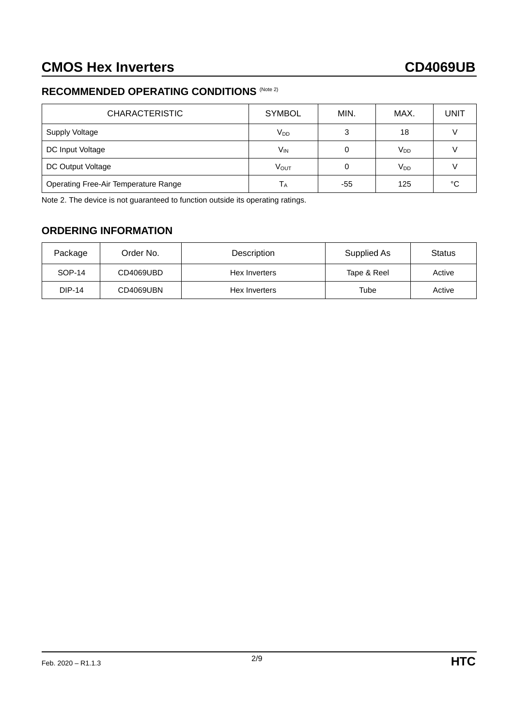## RECOMMENDED OPERATING CONDITIONS (Note 2)

| CHARACTERISTIC | SYMBOL | MIN. | MAX. | UNIT |
|---|---|---|---|---|
| Supply Voltage | $V_{DD}$ | 3 | 18 | V |
| DC Input Voltage | $V_{IN}$ | 0 | $V_{DD}$ | V |
| DC Output Voltage | $V_{OUT}$ | 0 | $V_{DD}$ | V |
| Operating Free-Air Temperature Range | $T_A$ | -55 | 125 | °C |

Note 2. The device is not guaranteed to function outside its operating ratings.

## ORDERING INFORMATION

| Package | Order No. | Description | Supplied As | Status |
|---|---|---|---|---|
| SOP-14 | CD4069UBD | Hex Inverters | Tape & Reel | Active |
| DIP-14 | CD4069UBN | Hex Inverters | Tube | Active |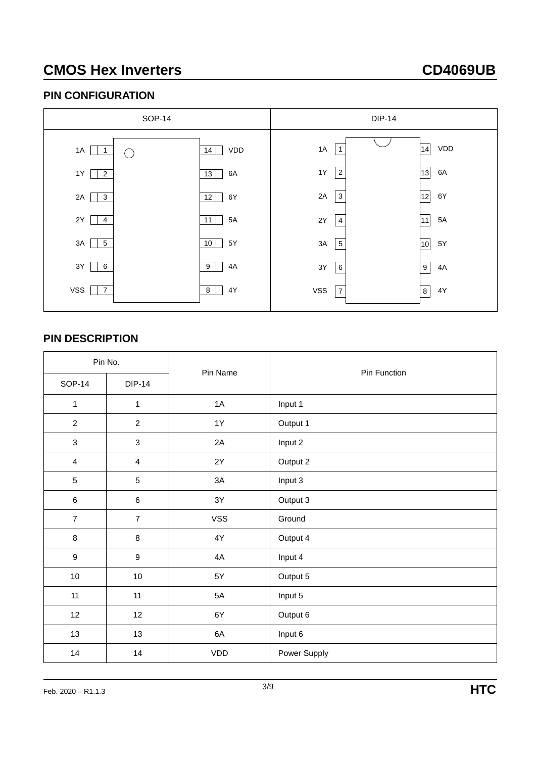# CMOS Hex Inverters CD4069UB

## PIN CONFIGURATION

| SOP-14 | | | | DIP-14 | | | |
|---|---|---|---|---|---|---|---|
| 1A | 1 | 14 | VDD | 1A | 1 | 14 | VDD |
| 1Y | 2 | 13 | 6A | 1Y | 2 | 13 | 6A |
| 2A | 3 | 12 | 6Y | 2A | 3 | 12 | 6Y |
| 2Y | 4 | 11 | 5A | 2Y | 4 | 11 | 5A |
| 3A | 5 | 10 | 5Y | 3A | 5 | 10 | 5Y |
| 3Y | 6 | 9 | 4A | 3Y | 6 | 9 | 4A |
| VSS | 7 | 8 | 4Y | VSS | 7 | 8 | 4Y |

## PIN DESCRIPTION

| Pin No. | | Pin Name | Pin Function |
|---|---|---|---|
| SOP-14 | DIP-14 | | |
| 1 | 1 | 1A | Input 1 |
| 2 | 2 | 1Y | Output 1 |
| 3 | 3 | 2A | Input 2 |
| 4 | 4 | 2Y | Output 2 |
| 5 | 5 | 3A | Input 3 |
| 6 | 6 | 3Y | Output 3 |
| 7 | 7 | VSS | Ground |
| 8 | 8 | 4Y | Output 4 |
| 9 | 9 | 4A | Input 4 |
| 10 | 10 | 5Y | Output 5 |
| 11 | 11 | 5A | Input 5 |
| 12 | 12 | 6Y | Output 6 |
| 13 | 13 | 6A | Input 6 |
| 14 | 14 | VDD | Power Supply |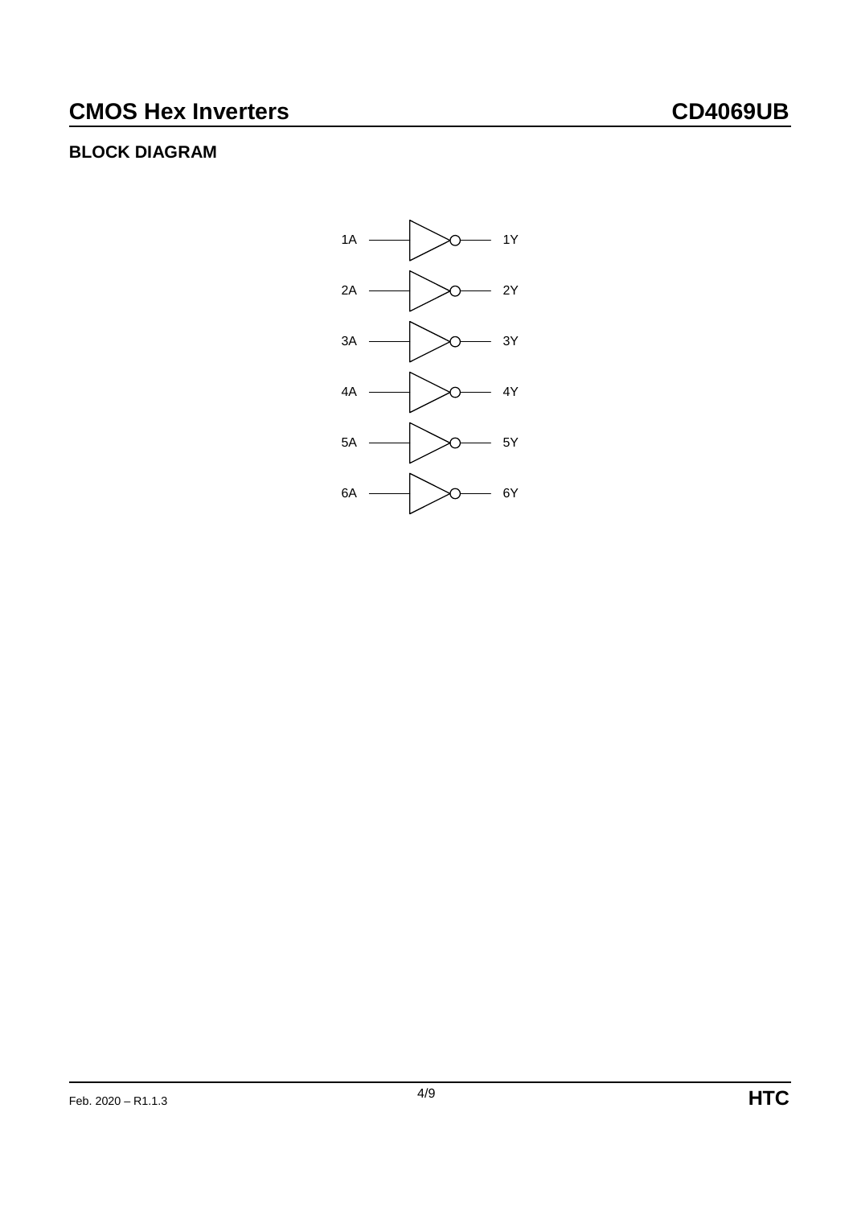## BLOCK DIAGRAM

1A → 1Y

2A → 2Y

3A → 3Y

4A → 4Y

5A → 5Y

6A → 6Y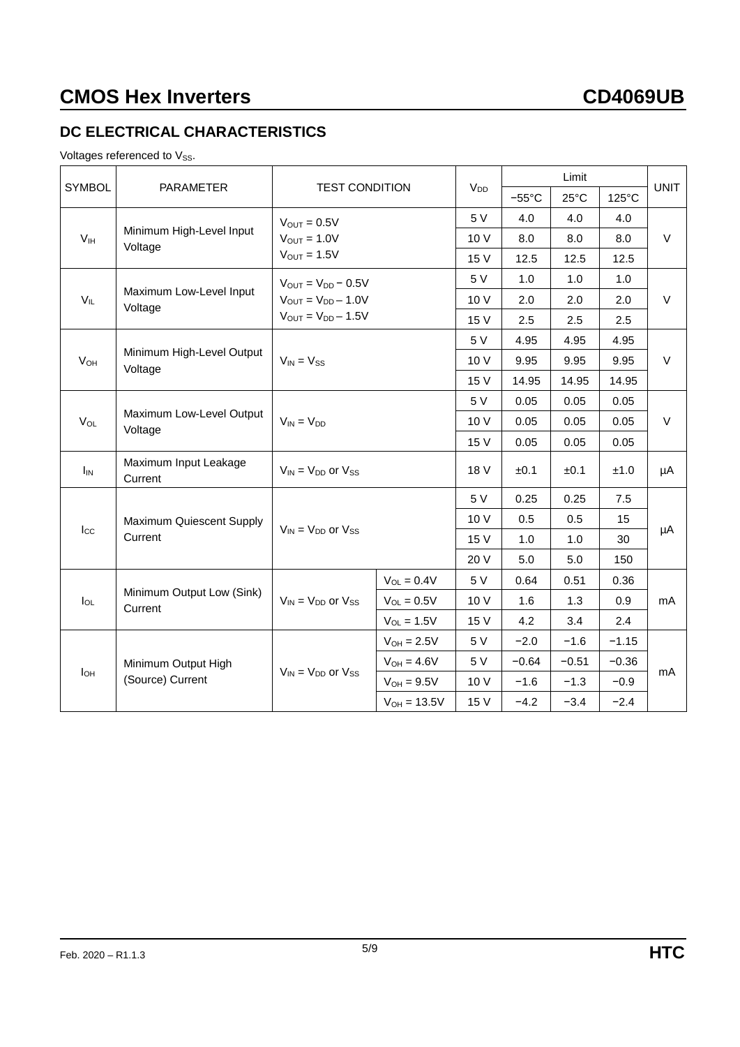## DC ELECTRICAL CHARACTERISTICS

Voltages referenced to $V_{SS}$.

| SYMBOL | PARAMETER | TEST CONDITION | | $V_{DD}$ | Limit | | | UNIT |
|---|---|---|---|---|---|---|---|---|
| | | | | | −55°C | 25°C | 125°C | |
| $V_{IH}$ | Minimum High-Level Input Voltage | $V_{OUT}$ = 0.5V | | 5 V | 4.0 | 4.0 | 4.0 | V |
| | | $V_{OUT}$ = 1.0V | | 10 V | 8.0 | 8.0 | 8.0 | |
| | | $V_{OUT}$ = 1.5V | | 15 V | 12.5 | 12.5 | 12.5 | |
| $V_{IL}$ | Maximum Low-Level Input Voltage | $V_{OUT}$ = $V_{DD}$ − 0.5V | | 5 V | 1.0 | 1.0 | 1.0 | V |
| | | $V_{OUT}$ = $V_{DD}$ − 1.0V | | 10 V | 2.0 | 2.0 | 2.0 | |
| | | $V_{OUT}$ = $V_{DD}$ − 1.5V | | 15 V | 2.5 | 2.5 | 2.5 | |
| $V_{OH}$ | Minimum High-Level Output Voltage | $V_{IN}$ = $V_{SS}$ | | 5 V | 4.95 | 4.95 | 4.95 | V |
| | | | | 10 V | 9.95 | 9.95 | 9.95 | |
| | | | | 15 V | 14.95 | 14.95 | 14.95 | |
| $V_{OL}$ | Maximum Low-Level Output Voltage | $V_{IN}$ = $V_{DD}$ | | 5 V | 0.05 | 0.05 | 0.05 | V |
| | | | | 10 V | 0.05 | 0.05 | 0.05 | |
| | | | | 15 V | 0.05 | 0.05 | 0.05 | |
| $I_{IN}$ | Maximum Input Leakage Current | $V_{IN}$ = $V_{DD}$ or $V_{SS}$ | | 18 V | ±0.1 | ±0.1 | ±1.0 | µA |
| $I_{CC}$ | Maximum Quiescent Supply Current | $V_{IN}$ = $V_{DD}$ or $V_{SS}$ | | 5 V | 0.25 | 0.25 | 7.5 | µA |
| | | | | 10 V | 0.5 | 0.5 | 15 | |
| | | | | 15 V | 1.0 | 1.0 | 30 | |
| | | | | 20 V | 5.0 | 5.0 | 150 | |
| $I_{OL}$ | Minimum Output Low (Sink) Current | $V_{IN}$ = $V_{DD}$ or $V_{SS}$ | $V_{OL}$ = 0.4V | 5 V | 0.64 | 0.51 | 0.36 | mA |
| | | | $V_{OL}$ = 0.5V | 10 V | 1.6 | 1.3 | 0.9 | |
| | | | $V_{OL}$ = 1.5V | 15 V | 4.2 | 3.4 | 2.4 | |
| $I_{OH}$ | Minimum Output High (Source) Current | $V_{IN}$ = $V_{DD}$ or $V_{SS}$ | $V_{OH}$ = 2.5V | 5 V | −2.0 | −1.6 | −1.15 | mA |
| | | | $V_{OH}$ = 4.6V | 5 V | −0.64 | −0.51 | −0.36 | |
| | | | $V_{OH}$ = 9.5V | 10 V | −1.6 | −1.3 | −0.9 | |
| | | | $V_{OH}$ = 13.5V | 15 V | −4.2 | −3.4 | −2.4 | |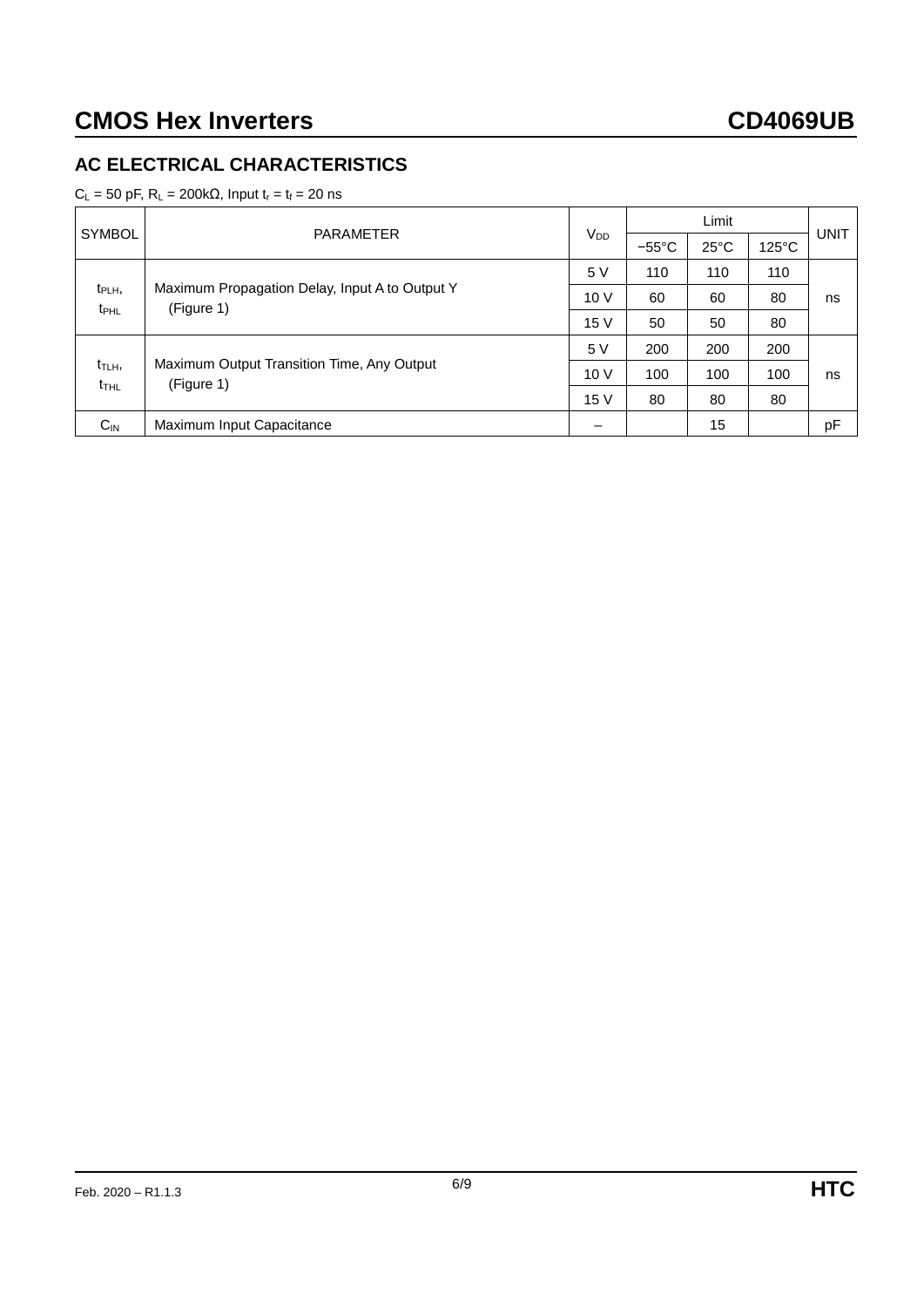## AC ELECTRICAL CHARACTERISTICS

$C_L$ = 50 pF, $R_L$ = 200kΩ, Input $t_r$ = $t_f$ = 20 ns

| SYMBOL | PARAMETER | $V_{DD}$ | Limit | | | UNIT |
|---|---|---|---|---|---|---|
| | | | −55°C | 25°C | 125°C | |
| $t_{PLH}$, $t_{PHL}$ | Maximum Propagation Delay, Input A to Output Y (Figure 1) | 5 V | 110 | 110 | 110 | ns |
| | | 10 V | 60 | 60 | 80 | |
| | | 15 V | 50 | 50 | 80 | |
| $t_{TLH}$, $t_{THL}$ | Maximum Output Transition Time, Any Output (Figure 1) | 5 V | 200 | 200 | 200 | ns |
| | | 10 V | 100 | 100 | 100 | |
| | | 15 V | 80 | 80 | 80 | |
| $C_{IN}$ | Maximum Input Capacitance | – | | 15 | | pF |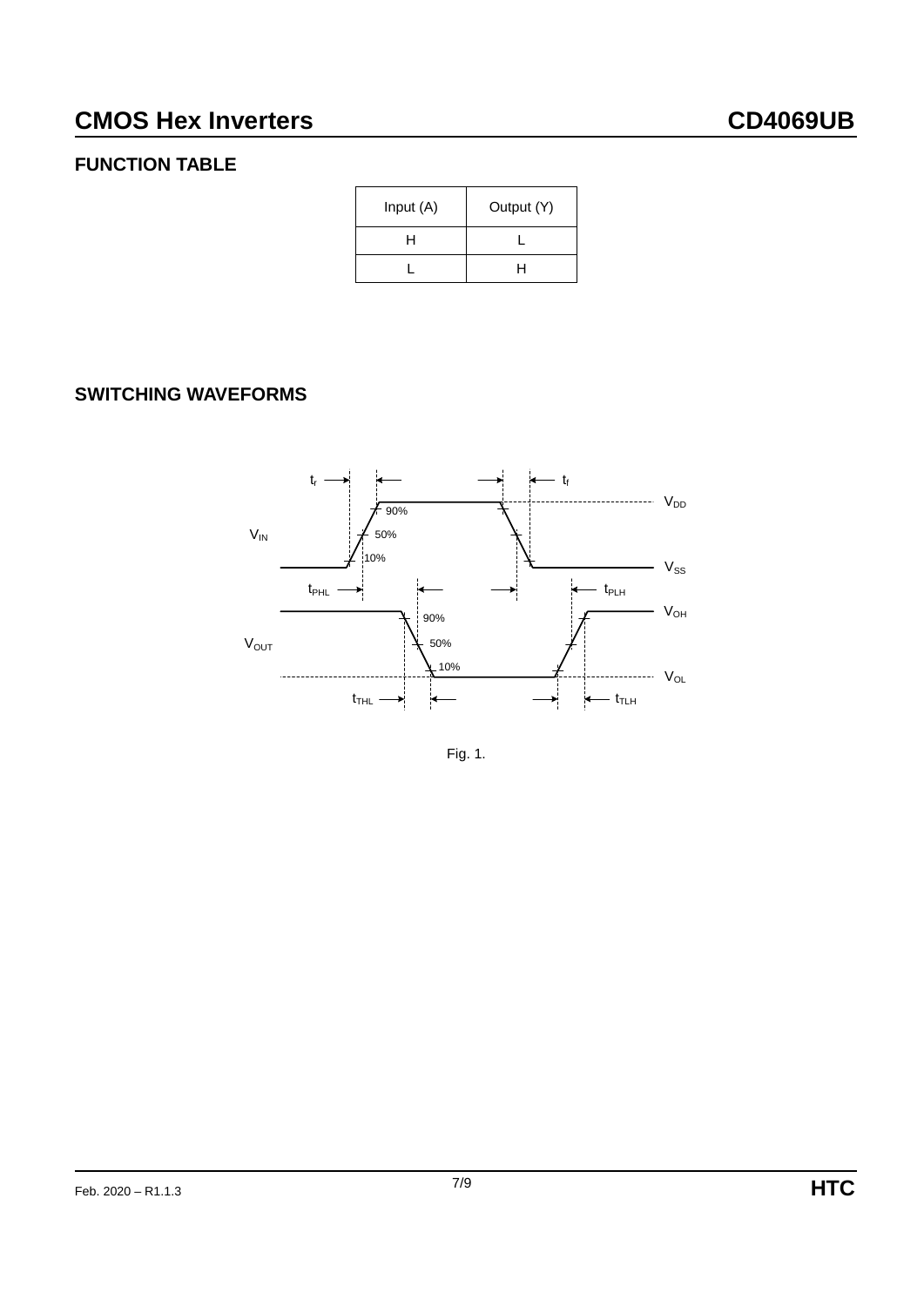## FUNCTION TABLE

| Input (A) | Output (Y) |
| --- | --- |
| H | L |
| L | H |

## SWITCHING WAVEFORMS

Fig. 1.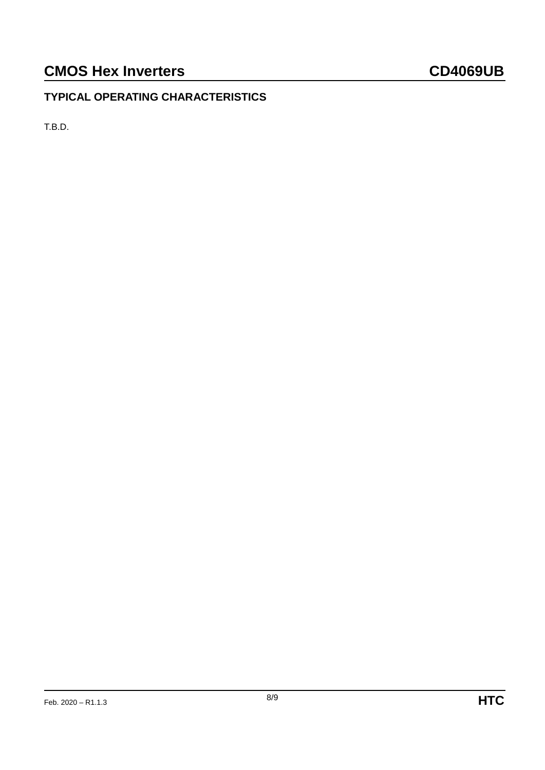## TYPICAL OPERATING CHARACTERISTICS

T.B.D.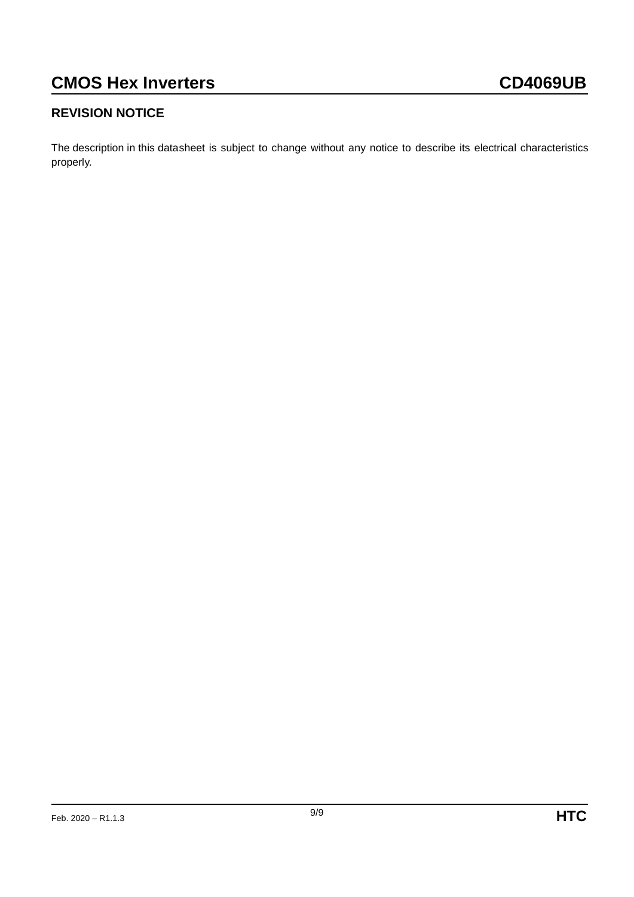## REVISION NOTICE

The description in this datasheet is subject to change without any notice to describe its electrical characteristics properly.